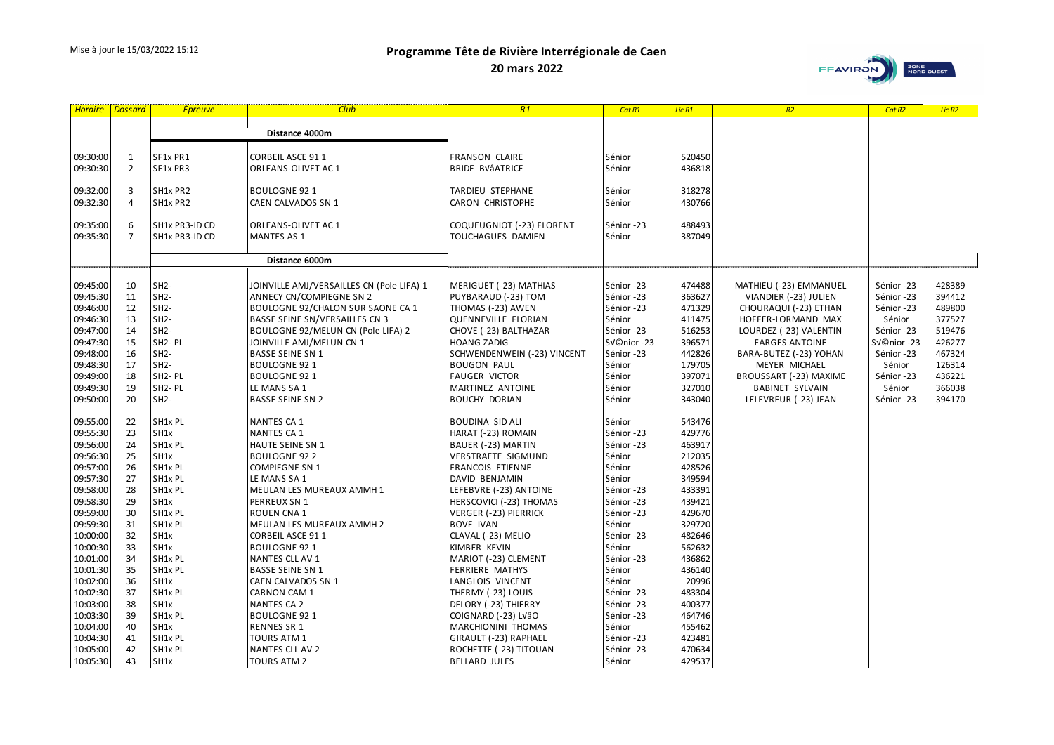Mise à jour le 15/03/2022 15:12

# Programme Tête de Rivière Interrégionale de Caen
## 20 mars 2022

| Horaire | Dossard | Epreuve | Club | R1 | Cat R1 | Lic R1 | R2 | Cat R2 | Lic R2 |
|---|---|---|---|---|---|---|---|---|---|
| | | **Distance 4000m** | | | | | | | |
| 09:30:00 | 1 | SF1x PR1 | CORBEIL ASCE 91 1 | FRANSON CLAIRE | Sénior | 520450 | | | |
| 09:30:30 | 2 | SF1x PR3 | ORLEANS-OLIVET AC 1 | BRIDE BVâATRICE | Sénior | 436818 | | | |
| 09:32:00 | 3 | SH1x PR2 | BOULOGNE 92 1 | TARDIEU STEPHANE | Sénior | 318278 | | | |
| 09:32:30 | 4 | SH1x PR2 | CAEN CALVADOS SN 1 | CARON CHRISTOPHE | Sénior | 430766 | | | |
| 09:35:00 | 6 | SH1x PR3-ID CD | ORLEANS-OLIVET AC 1 | COQUEUGNIOT (-23) FLORENT | Sénior -23 | 488493 | | | |
| 09:35:30 | 7 | SH1x PR3-ID CD | MANTES AS 1 | TOUCHAGUES DAMIEN | Sénior | 387049 | | | |
| | | **Distance 6000m** | | | | | | | |
| 09:45:00 | 10 | SH2- | JOINVILLE AMJ/VERSAILLES CN (Pole LIFA) 1 | MERIGUET (-23) MATHIAS | Sénior -23 | 474488 | MATHIEU (-23) EMMANUEL | Sénior -23 | 428389 |
| 09:45:30 | 11 | SH2- | ANNECY CN/COMPIEGNE SN 2 | PUYBARAUD (-23) TOM | Sénior -23 | 363627 | VIANDIER (-23) JULIEN | Sénior -23 | 394412 |
| 09:46:00 | 12 | SH2- | BOULOGNE 92/CHALON SUR SAONE CA 1 | THOMAS (-23) AWEN | Sénior -23 | 471329 | CHOURAQUI (-23) ETHAN | Sénior -23 | 489800 |
| 09:46:30 | 13 | SH2- | BASSE SEINE SN/VERSAILLES CN 3 | QUENNEVILLE FLORIAN | Sénior | 411475 | HOFFER-LORMAND MAX | Sénior | 377527 |
| 09:47:00 | 14 | SH2- | BOULOGNE 92/MELUN CN (Pole LIFA) 2 | CHOVE (-23) BALTHAZAR | Sénior -23 | 516253 | LOURDEZ (-23) VALENTIN | Sénior -23 | 519476 |
| 09:47:30 | 15 | SH2- PL | JOINVILLE AMJ/MELUN CN 1 | HOANG ZADIG | SV©nior -23 | 396571 | FARGES ANTOINE | SV©nior -23 | 426277 |
| 09:48:00 | 16 | SH2- | BASSE SEINE SN 1 | SCHWENDENWEIN (-23) VINCENT | Sénior -23 | 442826 | BARA-BUTEZ (-23) YOHAN | Sénior -23 | 467324 |
| 09:48:30 | 17 | SH2- | BOULOGNE 92 1 | BOUGON PAUL | Sénior | 179705 | MEYER MICHAEL | Sénior | 126314 |
| 09:49:00 | 18 | SH2- PL | BOULOGNE 92 1 | FAUGER VICTOR | Sénior | 397071 | BROUSSART (-23) MAXIME | Sénior -23 | 436221 |
| 09:49:30 | 19 | SH2- PL | LE MANS SA 1 | MARTINEZ ANTOINE | Sénior | 327010 | BABINET SYLVAIN | Sénior | 366038 |
| 09:50:00 | 20 | SH2- | BASSE SEINE SN 2 | BOUCHY DORIAN | Sénior | 343040 | LELEVREUR (-23) JEAN | Sénior -23 | 394170 |
| 09:55:00 | 22 | SH1x PL | NANTES CA 1 | BOUDINA SID ALI | Sénior | 543476 | | | |
| 09:55:30 | 23 | SH1x | NANTES CA 1 | HARAT (-23) ROMAIN | Sénior -23 | 429776 | | | |
| 09:56:00 | 24 | SH1x PL | HAUTE SEINE SN 1 | BAUER (-23) MARTIN | Sénior -23 | 463917 | | | |
| 09:56:30 | 25 | SH1x | BOULOGNE 92 2 | VERSTRAETE SIGMUND | Sénior | 212035 | | | |
| 09:57:00 | 26 | SH1x PL | COMPIEGNE SN 1 | FRANCOIS ETIENNE | Sénior | 428526 | | | |
| 09:57:30 | 27 | SH1x PL | LE MANS SA 1 | DAVID BENJAMIN | Sénior | 349594 | | | |
| 09:58:00 | 28 | SH1x PL | MEULAN LES MUREAUX AMMH 1 | LEFEBVRE (-23) ANTOINE | Sénior -23 | 433391 | | | |
| 09:58:30 | 29 | SH1x | PERREUX SN 1 | HERSCOVICI (-23) THOMAS | Sénior -23 | 439421 | | | |
| 09:59:00 | 30 | SH1x PL | ROUEN CNA 1 | VERGER (-23) PIERRICK | Sénior -23 | 429670 | | | |
| 09:59:30 | 31 | SH1x PL | MEULAN LES MUREAUX AMMH 2 | BOVE IVAN | Sénior | 329720 | | | |
| 10:00:00 | 32 | SH1x | CORBEIL ASCE 91 1 | CLAVAL (-23) MELIO | Sénior -23 | 482646 | | | |
| 10:00:30 | 33 | SH1x | BOULOGNE 92 1 | KIMBER KEVIN | Sénior | 562632 | | | |
| 10:01:00 | 34 | SH1x PL | NANTES CLL AV 1 | MARIOT (-23) CLEMENT | Sénior -23 | 436862 | | | |
| 10:01:30 | 35 | SH1x PL | BASSE SEINE SN 1 | FERRIERE MATHYS | Sénior | 436140 | | | |
| 10:02:00 | 36 | SH1x | CAEN CALVADOS SN 1 | LANGLOIS VINCENT | Sénior | 20996 | | | |
| 10:02:30 | 37 | SH1x PL | CARNON CAM 1 | THERMY (-23) LOUIS | Sénior -23 | 483304 | | | |
| 10:03:00 | 38 | SH1x | NANTES CA 2 | DELORY (-23) THIERRY | Sénior -23 | 400377 | | | |
| 10:03:30 | 39 | SH1x PL | BOULOGNE 92 1 | COIGNARD (-23) LVâO | Sénior -23 | 464746 | | | |
| 10:04:00 | 40 | SH1x | RENNES SR 1 | MARCHIONINI THOMAS | Sénior | 455462 | | | |
| 10:04:30 | 41 | SH1x PL | TOURS ATM 1 | GIRAULT (-23) RAPHAEL | Sénior -23 | 423481 | | | |
| 10:05:00 | 42 | SH1x PL | NANTES CLL AV 2 | ROCHETTE (-23) TITOUAN | Sénior -23 | 470634 | | | |
| 10:05:30 | 43 | SH1x | TOURS ATM 2 | BELLARD JULES | Sénior | 429537 | | | |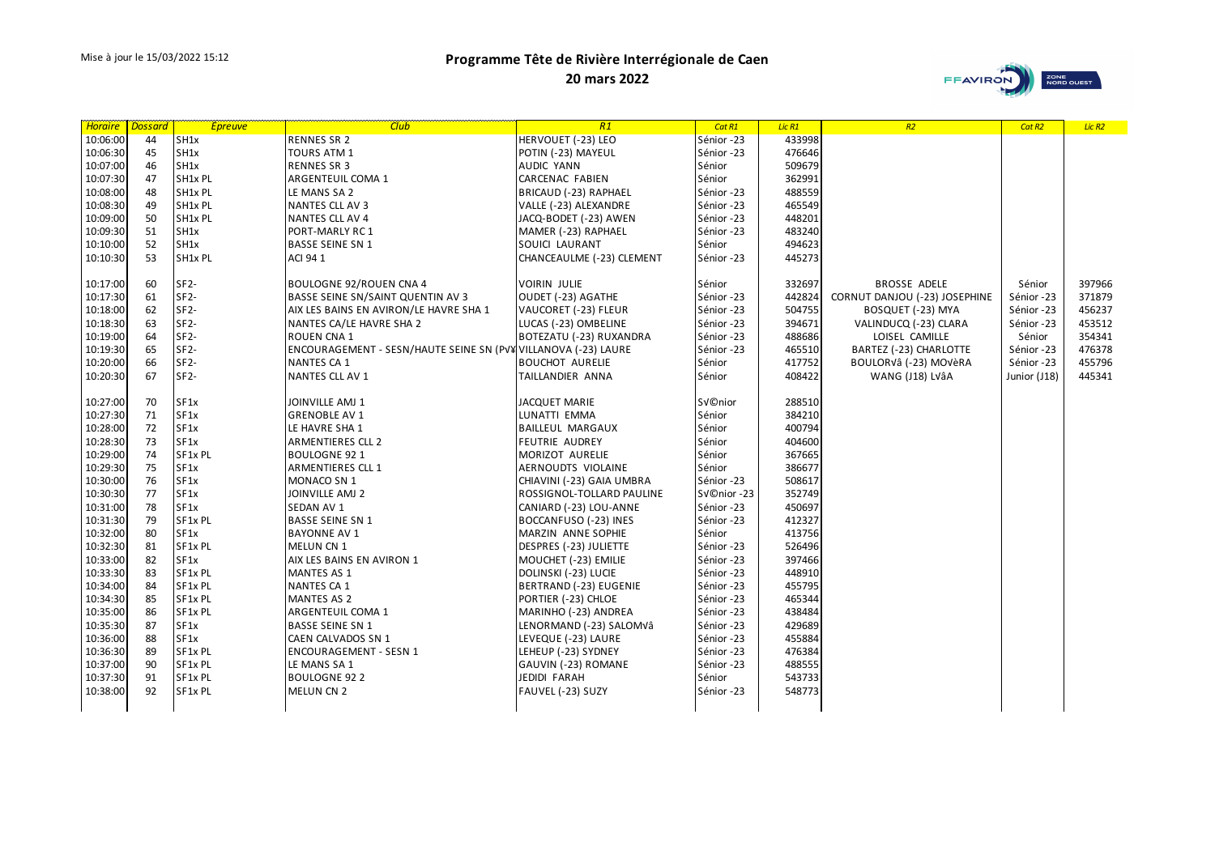Mise à jour le 15/03/2022 15:12

# Programme Tête de Rivière Interrégionale de Caen

## 20 mars 2022

| Horaire | Dossard | Epreuve | Club | R1 | Cat R1 | Lic R1 | R2 | Cat R2 | Lic R2 |
|---|---|---|---|---|---|---|---|---|---|
| 10:06:00 | 44 | SH1x | RENNES SR 2 | HERVOUET (-23) LEO | Sénior -23 | 433998 | | | |
| 10:06:30 | 45 | SH1x | TOURS ATM 1 | POTIN (-23) MAYEUL | Sénior -23 | 476646 | | | |
| 10:07:00 | 46 | SH1x | RENNES SR 3 | AUDIC YANN | Sénior | 509679 | | | |
| 10:07:30 | 47 | SH1x PL | ARGENTEUIL COMA 1 | CARCENAC FABIEN | Sénior | 362991 | | | |
| 10:08:00 | 48 | SH1x PL | LE MANS SA 2 | BRICAUD (-23) RAPHAEL | Sénior -23 | 488559 | | | |
| 10:08:30 | 49 | SH1x PL | NANTES CLL AV 3 | VALLE (-23) ALEXANDRE | Sénior -23 | 465549 | | | |
| 10:09:00 | 50 | SH1x PL | NANTES CLL AV 4 | JACQ-BODET (-23) AWEN | Sénior -23 | 448201 | | | |
| 10:09:30 | 51 | SH1x | PORT-MARLY RC 1 | MAMER (-23) RAPHAEL | Sénior -23 | 483240 | | | |
| 10:10:00 | 52 | SH1x | BASSE SEINE SN 1 | SOUICI LAURANT | Sénior | 494623 | | | |
| 10:10:30 | 53 | SH1x PL | ACI 94 1 | CHANCEAULME (-23) CLEMENT | Sénior -23 | 445273 | | | |
| | | | | | | | | | |
| 10:17:00 | 60 | SF2- | BOULOGNE 92/ROUEN CNA 4 | VOIRIN JULIE | Sénior | 332697 | BROSSE ADELE | Sénior | 397966 |
| 10:17:30 | 61 | SF2- | BASSE SEINE SN/SAINT QUENTIN AV 3 | OUDET (-23) AGATHE | Sénior -23 | 442824 | CORNUT DANJOU (-23) JOSEPHINE | Sénior -23 | 371879 |
| 10:18:00 | 62 | SF2- | AIX LES BAINS EN AVIRON/LE HAVRE SHA 1 | VAUCORET (-23) FLEUR | Sénior -23 | 504755 | BOSQUET (-23) MYA | Sénior -23 | 456237 |
| 10:18:30 | 63 | SF2- | NANTES CA/LE HAVRE SHA 2 | LUCAS (-23) OMBELINE | Sénior -23 | 394671 | VALINDUCQ (-23) CLARA | Sénior -23 | 453512 |
| 10:19:00 | 64 | SF2- | ROUEN CNA 1 | BOTEZATU (-23) RUXANDRA | Sénior -23 | 488686 | LOISEL CAMILLE | Sénior | 354341 |
| 10:19:30 | 65 | SF2- | ENCOURAGEMENT - SESN/HAUTE SEINE SN (PV¥ | VILLANOVA (-23) LAURE | Sénior -23 | 465510 | BARTEZ (-23) CHARLOTTE | Sénior -23 | 476378 |
| 10:20:00 | 66 | SF2- | NANTES CA 1 | BOUCHOT AURELIE | Sénior | 417752 | BOULORVâ (-23) MOVèRA | Sénior -23 | 455796 |
| 10:20:30 | 67 | SF2- | NANTES CLL AV 1 | TAILLANDIER ANNA | Sénior | 408422 | WANG (J18) LVâA | Junior (J18) | 445341 |
| | | | | | | | | | |
| 10:27:00 | 70 | SF1x | JOINVILLE AMJ 1 | JACQUET MARIE | SV©nior | 288510 | | | |
| 10:27:30 | 71 | SF1x | GRENOBLE AV 1 | LUNATTI EMMA | Sénior | 384210 | | | |
| 10:28:00 | 72 | SF1x | LE HAVRE SHA 1 | BAILLEUL MARGAUX | Sénior | 400794 | | | |
| 10:28:30 | 73 | SF1x | ARMENTIERES CLL 2 | FEUTRIE AUDREY | Sénior | 404600 | | | |
| 10:29:00 | 74 | SF1x PL | BOULOGNE 92 1 | MORIZOT AURELIE | Sénior | 367665 | | | |
| 10:29:30 | 75 | SF1x | ARMENTIERES CLL 1 | AERNOUDTS VIOLAINE | Sénior | 386677 | | | |
| 10:30:00 | 76 | SF1x | MONACO SN 1 | CHIAVINI (-23) GAIA UMBRA | Sénior -23 | 508617 | | | |
| 10:30:30 | 77 | SF1x | JOINVILLE AMJ 2 | ROSSIGNOL-TOLLARD PAULINE | SV©nior -23 | 352749 | | | |
| 10:31:00 | 78 | SF1x | SEDAN AV 1 | CANIARD (-23) LOU-ANNE | Sénior -23 | 450697 | | | |
| 10:31:30 | 79 | SF1x PL | BASSE SEINE SN 1 | BOCCANFUSO (-23) INES | Sénior -23 | 412327 | | | |
| 10:32:00 | 80 | SF1x | BAYONNE AV 1 | MARZIN ANNE SOPHIE | Sénior | 413756 | | | |
| 10:32:30 | 81 | SF1x PL | MELUN CN 1 | DESPRES (-23) JULIETTE | Sénior -23 | 526496 | | | |
| 10:33:00 | 82 | SF1x | AIX LES BAINS EN AVIRON 1 | MOUCHET (-23) EMILIE | Sénior -23 | 397466 | | | |
| 10:33:30 | 83 | SF1x PL | MANTES AS 1 | DOLINSKI (-23) LUCIE | Sénior -23 | 448910 | | | |
| 10:34:00 | 84 | SF1x PL | NANTES CA 1 | BERTRAND (-23) EUGENIE | Sénior -23 | 455795 | | | |
| 10:34:30 | 85 | SF1x PL | MANTES AS 2 | PORTIER (-23) CHLOE | Sénior -23 | 465344 | | | |
| 10:35:00 | 86 | SF1x PL | ARGENTEUIL COMA 1 | MARINHO (-23) ANDREA | Sénior -23 | 438484 | | | |
| 10:35:30 | 87 | SF1x | BASSE SEINE SN 1 | LENORMAND (-23) SALOMVâ | Sénior -23 | 429689 | | | |
| 10:36:00 | 88 | SF1x | CAEN CALVADOS SN 1 | LEVEQUE (-23) LAURE | Sénior -23 | 455884 | | | |
| 10:36:30 | 89 | SF1x PL | ENCOURAGEMENT - SESN 1 | LEHEUP (-23) SYDNEY | Sénior -23 | 476384 | | | |
| 10:37:00 | 90 | SF1x PL | LE MANS SA 1 | GAUVIN (-23) ROMANE | Sénior -23 | 488555 | | | |
| 10:37:30 | 91 | SF1x PL | BOULOGNE 92 2 | JEDIDI FARAH | Sénior | 543733 | | | |
| 10:38:00 | 92 | SF1x PL | MELUN CN 2 | FAUVEL (-23) SUZY | Sénior -23 | 548773 | | | |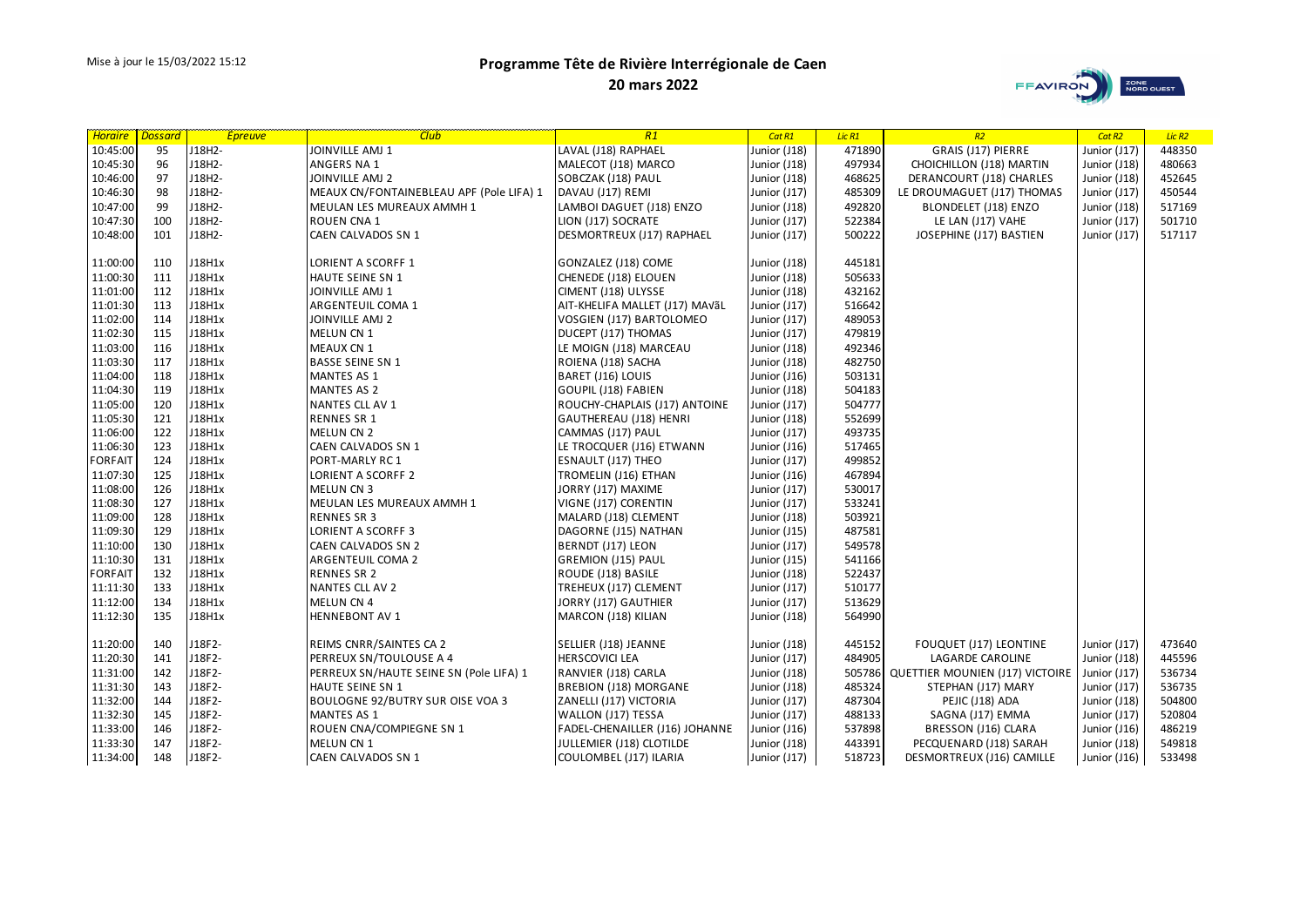Mise à jour le 15/03/2022 15:12

# Programme Tête de Rivière Interrégionale de Caen

## 20 mars 2022

| Horaire | Dossard | Epreuve | Club | R1 | Cat R1 | Lic R1 | R2 | Cat R2 | Lic R2 |
|---|---|---|---|---|---|---|---|---|---|
| 10:45:00 | 95 | J18H2- | JOINVILLE AMJ 1 | LAVAL (J18) RAPHAEL | Junior (J18) | 471890 | GRAIS (J17) PIERRE | Junior (J17) | 448350 |
| 10:45:30 | 96 | J18H2- | ANGERS NA 1 | MALECOT (J18) MARCO | Junior (J18) | 497934 | CHOICHILLON (J18) MARTIN | Junior (J18) | 480663 |
| 10:46:00 | 97 | J18H2- | JOINVILLE AMJ 2 | SOBCZAK (J18) PAUL | Junior (J18) | 468625 | DERANCOURT (J18) CHARLES | Junior (J18) | 452645 |
| 10:46:30 | 98 | J18H2- | MEAUX CN/FONTAINEBLEAU APF (Pole LIFA) 1 | DAVAU (J17) REMI | Junior (J17) | 485309 | LE DROUMAGUET (J17) THOMAS | Junior (J17) | 450544 |
| 10:47:00 | 99 | J18H2- | MEULAN LES MUREAUX AMMH 1 | LAMBOI DAGUET (J18) ENZO | Junior (J18) | 492820 | BLONDELET (J18) ENZO | Junior (J18) | 517169 |
| 10:47:30 | 100 | J18H2- | ROUEN CNA 1 | LION (J17) SOCRATE | Junior (J17) | 522384 | LE LAN (J17) VAHE | Junior (J17) | 501710 |
| 10:48:00 | 101 | J18H2- | CAEN CALVADOS SN 1 | DESMORTREUX (J17) RAPHAEL | Junior (J17) | 500222 | JOSEPHINE (J17) BASTIEN | Junior (J17) | 517117 |
| | | | | | | | | | |
| 11:00:00 | 110 | J18H1x | LORIENT A SCORFF 1 | GONZALEZ (J18) COME | Junior (J18) | 445181 | | | |
| 11:00:30 | 111 | J18H1x | HAUTE SEINE SN 1 | CHENEDE (J18) ELOUEN | Junior (J18) | 505633 | | | |
| 11:01:00 | 112 | J18H1x | JOINVILLE AMJ 1 | CIMENT (J18) ULYSSE | Junior (J18) | 432162 | | | |
| 11:01:30 | 113 | J18H1x | ARGENTEUIL COMA 1 | AIT-KHELIFA MALLET (J17) MAÃ«L | Junior (J17) | 516642 | | | |
| 11:02:00 | 114 | J18H1x | JOINVILLE AMJ 2 | VOSGIEN (J17) BARTOLOMEO | Junior (J17) | 489053 | | | |
| 11:02:30 | 115 | J18H1x | MELUN CN 1 | DUCEPT (J17) THOMAS | Junior (J17) | 479819 | | | |
| 11:03:00 | 116 | J18H1x | MEAUX CN 1 | LE MOIGN (J18) MARCEAU | Junior (J18) | 492346 | | | |
| 11:03:30 | 117 | J18H1x | BASSE SEINE SN 1 | ROIENA (J18) SACHA | Junior (J18) | 482750 | | | |
| 11:04:00 | 118 | J18H1x | MANTES AS 1 | BARET (J16) LOUIS | Junior (J16) | 503131 | | | |
| 11:04:30 | 119 | J18H1x | MANTES AS 2 | GOUPIL (J18) FABIEN | Junior (J18) | 504183 | | | |
| 11:05:00 | 120 | J18H1x | NANTES CLL AV 1 | ROUCHY-CHAPLAIS (J17) ANTOINE | Junior (J17) | 504777 | | | |
| 11:05:30 | 121 | J18H1x | RENNES SR 1 | GAUTHEREAU (J18) HENRI | Junior (J18) | 552699 | | | |
| 11:06:00 | 122 | J18H1x | MELUN CN 2 | CAMMAS (J17) PAUL | Junior (J17) | 493735 | | | |
| 11:06:30 | 123 | J18H1x | CAEN CALVADOS SN 1 | LE TROCQUER (J16) ETWANN | Junior (J16) | 517465 | | | |
| FORFAIT | 124 | J18H1x | PORT-MARLY RC 1 | ESNAULT (J17) THEO | Junior (J17) | 499852 | | | |
| 11:07:30 | 125 | J18H1x | LORIENT A SCORFF 2 | TROMELIN (J16) ETHAN | Junior (J16) | 467894 | | | |
| 11:08:00 | 126 | J18H1x | MELUN CN 3 | JORRY (J17) MAXIME | Junior (J17) | 530017 | | | |
| 11:08:30 | 127 | J18H1x | MEULAN LES MUREAUX AMMH 1 | VIGNE (J17) CORENTIN | Junior (J17) | 533241 | | | |
| 11:09:00 | 128 | J18H1x | RENNES SR 3 | MALARD (J18) CLEMENT | Junior (J18) | 503921 | | | |
| 11:09:30 | 129 | J18H1x | LORIENT A SCORFF 3 | DAGORNE (J15) NATHAN | Junior (J15) | 487581 | | | |
| 11:10:00 | 130 | J18H1x | CAEN CALVADOS SN 2 | BERNDT (J17) LEON | Junior (J17) | 549578 | | | |
| 11:10:30 | 131 | J18H1x | ARGENTEUIL COMA 2 | GREMION (J15) PAUL | Junior (J15) | 541166 | | | |
| FORFAIT | 132 | J18H1x | RENNES SR 2 | ROUDE (J18) BASILE | Junior (J18) | 522437 | | | |
| 11:11:30 | 133 | J18H1x | NANTES CLL AV 2 | TREHEUX (J17) CLEMENT | Junior (J17) | 510177 | | | |
| 11:12:00 | 134 | J18H1x | MELUN CN 4 | JORRY (J17) GAUTHIER | Junior (J17) | 513629 | | | |
| 11:12:30 | 135 | J18H1x | HENNEBONT AV 1 | MARCON (J18) KILIAN | Junior (J18) | 564990 | | | |
| | | | | | | | | | |
| 11:20:00 | 140 | J18F2- | REIMS CNRR/SAINTES CA 2 | SELLIER (J18) JEANNE | Junior (J18) | 445152 | FOUQUET (J17) LEONTINE | Junior (J17) | 473640 |
| 11:20:30 | 141 | J18F2- | PERREUX SN/TOULOUSE A 4 | HERSCOVICI LEA | Junior (J17) | 484905 | LAGARDE CAROLINE | Junior (J18) | 445596 |
| 11:31:00 | 142 | J18F2- | PERREUX SN/HAUTE SEINE SN (Pole LIFA) 1 | RANVIER (J18) CARLA | Junior (J18) | 505786 | QUETTIER MOUNIEN (J17) VICTOIRE | Junior (J17) | 536734 |
| 11:31:30 | 143 | J18F2- | HAUTE SEINE SN 1 | BREBION (J18) MORGANE | Junior (J18) | 485324 | STEPHAN (J17) MARY | Junior (J17) | 536735 |
| 11:32:00 | 144 | J18F2- | BOULOGNE 92/BUTRY SUR OISE VOA 3 | ZANELLI (J17) VICTORIA | Junior (J17) | 487304 | PEJIC (J18) ADA | Junior (J18) | 504800 |
| 11:32:30 | 145 | J18F2- | MANTES AS 1 | WALLON (J17) TESSA | Junior (J17) | 488133 | SAGNA (J17) EMMA | Junior (J17) | 520804 |
| 11:33:00 | 146 | J18F2- | ROUEN CNA/COMPIEGNE SN 1 | FADEL-CHENAILLER (J16) JOHANNE | Junior (J16) | 537898 | BRESSON (J16) CLARA | Junior (J16) | 486219 |
| 11:33:30 | 147 | J18F2- | MELUN CN 1 | JULLEMIER (J18) CLOTILDE | Junior (J18) | 443391 | PECQUENARD (J18) SARAH | Junior (J18) | 549818 |
| 11:34:00 | 148 | J18F2- | CAEN CALVADOS SN 1 | COULOMBEL (J17) ILARIA | Junior (J17) | 518723 | DESMORTREUX (J16) CAMILLE | Junior (J16) | 533498 |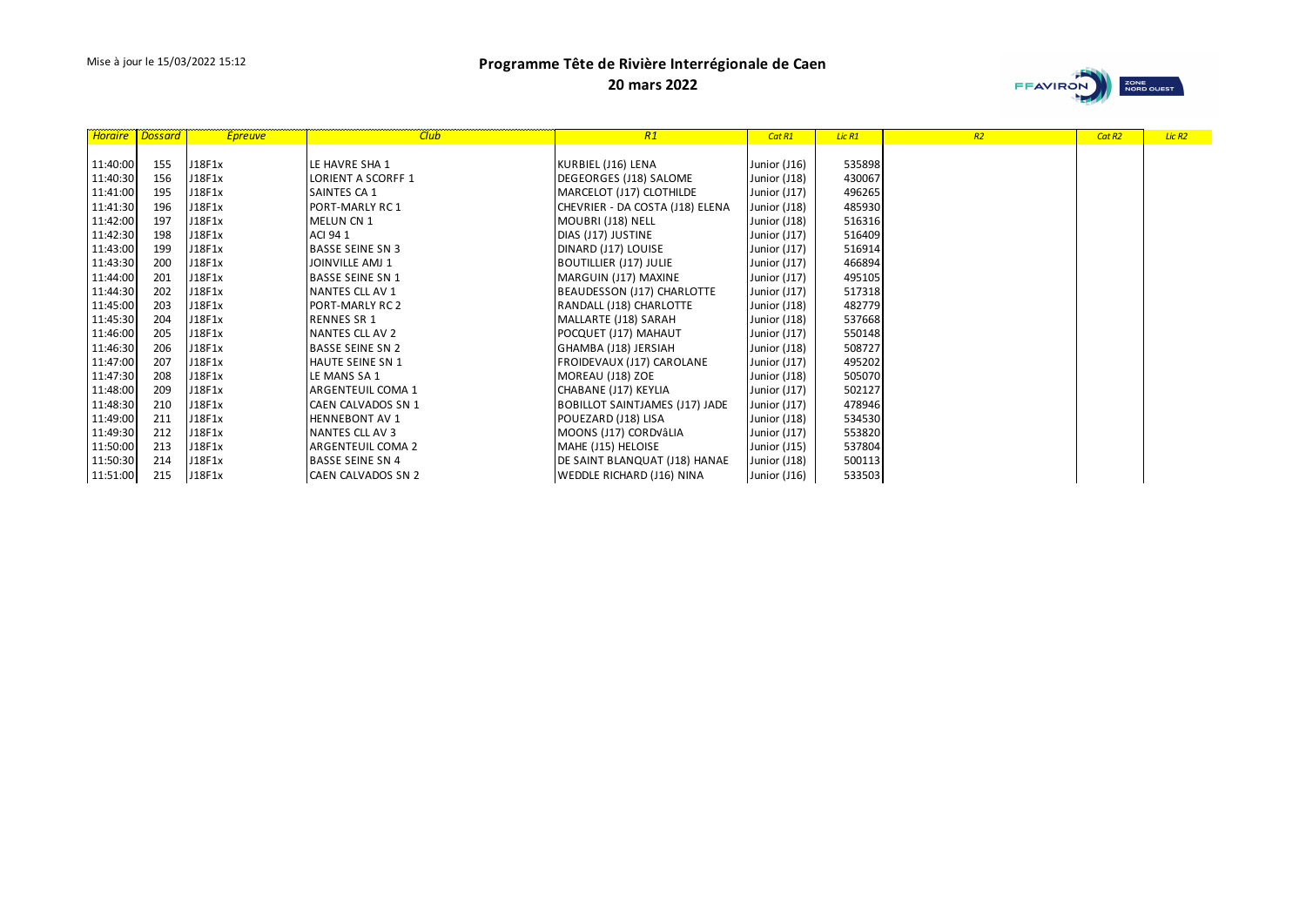Mise à jour le 15/03/2022 15:12

# Programme Tête de Rivière Interrégionale de Caen

## 20 mars 2022

| Horaire | Dossard | Épreuve | Club | R1 | Cat R1 | Lic R1 | R2 | Cat R2 | Lic R2 |
|---|---|---|---|---|---|---|---|---|---|
| 11:40:00 | 155 | J18F1x | LE HAVRE SHA 1 | KURBIEL (J16) LENA | Junior (J16) | 535898 | | | |
| 11:40:30 | 156 | J18F1x | LORIENT A SCORFF 1 | DEGEORGES (J18) SALOME | Junior (J18) | 430067 | | | |
| 11:41:00 | 195 | J18F1x | SAINTES CA 1 | MARCELOT (J17) CLOTHILDE | Junior (J17) | 496265 | | | |
| 11:41:30 | 196 | J18F1x | PORT-MARLY RC 1 | CHEVRIER - DA COSTA (J18) ELENA | Junior (J18) | 485930 | | | |
| 11:42:00 | 197 | J18F1x | MELUN CN 1 | MOUBRI (J18) NELL | Junior (J18) | 516316 | | | |
| 11:42:30 | 198 | J18F1x | ACI 94 1 | DIAS (J17) JUSTINE | Junior (J17) | 516409 | | | |
| 11:43:00 | 199 | J18F1x | BASSE SEINE SN 3 | DINARD (J17) LOUISE | Junior (J17) | 516914 | | | |
| 11:43:30 | 200 | J18F1x | JOINVILLE AMJ 1 | BOUTILLIER (J17) JULIE | Junior (J17) | 466894 | | | |
| 11:44:00 | 201 | J18F1x | BASSE SEINE SN 1 | MARGUIN (J17) MAXINE | Junior (J17) | 495105 | | | |
| 11:44:30 | 202 | J18F1x | NANTES CLL AV 1 | BEAUDESSON (J17) CHARLOTTE | Junior (J17) | 517318 | | | |
| 11:45:00 | 203 | J18F1x | PORT-MARLY RC 2 | RANDALL (J18) CHARLOTTE | Junior (J18) | 482779 | | | |
| 11:45:30 | 204 | J18F1x | RENNES SR 1 | MALLARTE (J18) SARAH | Junior (J18) | 537668 | | | |
| 11:46:00 | 205 | J18F1x | NANTES CLL AV 2 | POCQUET (J17) MAHAUT | Junior (J17) | 550148 | | | |
| 11:46:30 | 206 | J18F1x | BASSE SEINE SN 2 | GHAMBA (J18) JERSIAH | Junior (J18) | 508727 | | | |
| 11:47:00 | 207 | J18F1x | HAUTE SEINE SN 1 | FROIDEVAUX (J17) CAROLANE | Junior (J17) | 495202 | | | |
| 11:47:30 | 208 | J18F1x | LE MANS SA 1 | MOREAU (J18) ZOE | Junior (J18) | 505070 | | | |
| 11:48:00 | 209 | J18F1x | ARGENTEUIL COMA 1 | CHABANE (J17) KEYLIA | Junior (J17) | 502127 | | | |
| 11:48:30 | 210 | J18F1x | CAEN CALVADOS SN 1 | BOBILLOT SAINTJAMES (J17) JADE | Junior (J17) | 478946 | | | |
| 11:49:00 | 211 | J18F1x | HENNEBONT AV 1 | POUEZARD (J18) LISA | Junior (J18) | 534530 | | | |
| 11:49:30 | 212 | J18F1x | NANTES CLL AV 3 | MOONS (J17) CORDvâLIA | Junior (J17) | 553820 | | | |
| 11:50:00 | 213 | J18F1x | ARGENTEUIL COMA 2 | MAHE (J15) HELOISE | Junior (J15) | 537804 | | | |
| 11:50:30 | 214 | J18F1x | BASSE SEINE SN 4 | DE SAINT BLANQUAT (J18) HANAE | Junior (J18) | 500113 | | | |
| 11:51:00 | 215 | J18F1x | CAEN CALVADOS SN 2 | WEDDLE RICHARD (J16) NINA | Junior (J16) | 533503 | | | |